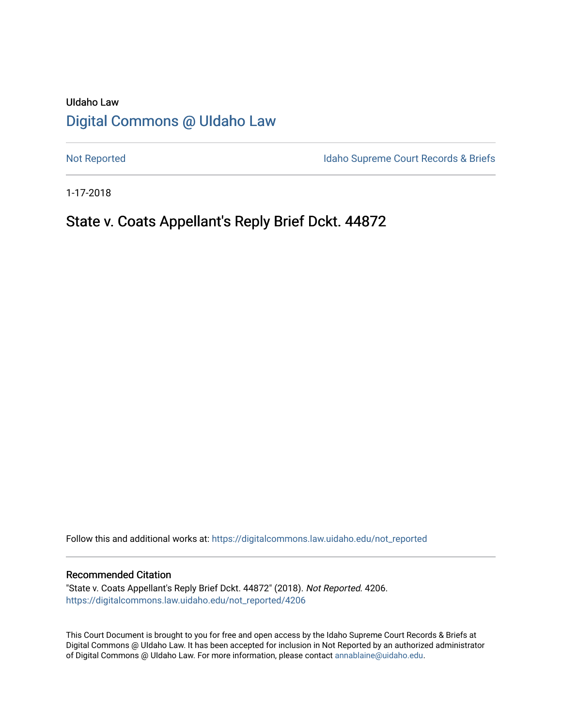UIdaho Law

# Digital Commons @ UIdaho Law

Not Reported

Idaho Supreme Court Records & Briefs

1-17-2018

## State v. Coats Appellant's Reply Brief Dckt. 44872

Follow this and additional works at: https://digitalcommons.law.uidaho.edu/not_reported

### Recommended Citation

"State v. Coats Appellant's Reply Brief Dckt. 44872" (2018). *Not Reported*. 4206.
https://digitalcommons.law.uidaho.edu/not_reported/4206

This Court Document is brought to you for free and open access by the Idaho Supreme Court Records & Briefs at Digital Commons @ UIdaho Law. It has been accepted for inclusion in Not Reported by an authorized administrator of Digital Commons @ UIdaho Law. For more information, please contact annablaine@uidaho.edu.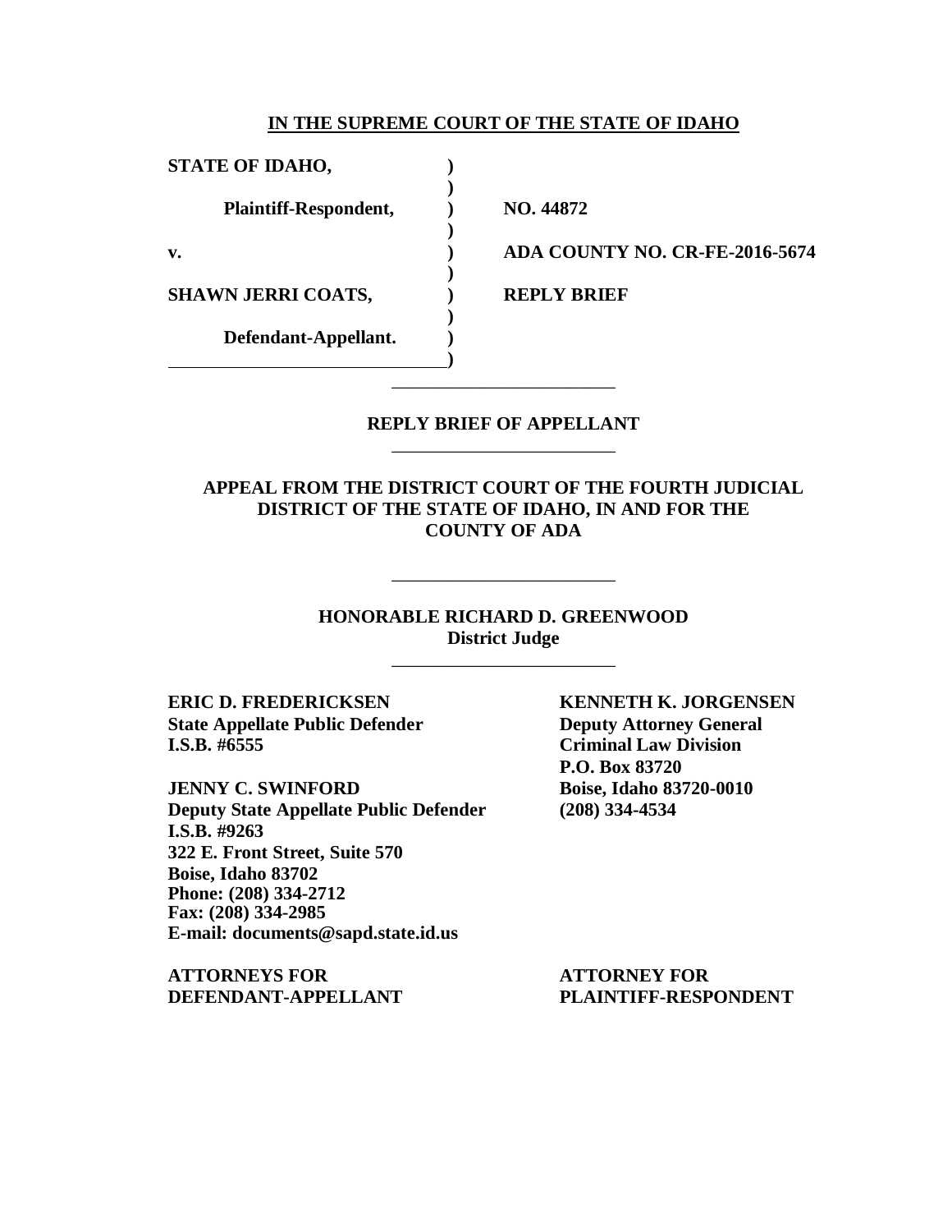**IN THE SUPREME COURT OF THE STATE OF IDAHO**

| | | |
|---|---|---|
| **STATE OF IDAHO,** | **)** | |
| **Plaintiff-Respondent,** | **)** | **NO. 44872** |
| **v.** | **)** | **ADA COUNTY NO. CR-FE-2016-5674** |
| **SHAWN JERRI COATS,** | **)** | **REPLY BRIEF** |
| **Defendant-Appellant.** | **)** | |

---

**REPLY BRIEF OF APPELLANT**

---

**APPEAL FROM THE DISTRICT COURT OF THE FOURTH JUDICIAL DISTRICT OF THE STATE OF IDAHO, IN AND FOR THE COUNTY OF ADA**

---

**HONORABLE RICHARD D. GREENWOOD**
**District Judge**

---

**ERIC D. FREDERICKSEN**
**State Appellate Public Defender**
**I.S.B. #6555**

**JENNY C. SWINFORD**
**Deputy State Appellate Public Defender**
**I.S.B. #9263**
**322 E. Front Street, Suite 570**
**Boise, Idaho 83702**
**Phone: (208) 334-2712**
**Fax: (208) 334-2985**
**E-mail: documents@sapd.state.id.us**

**ATTORNEYS FOR DEFENDANT-APPELLANT**

**KENNETH K. JORGENSEN**
**Deputy Attorney General**
**Criminal Law Division**
**P.O. Box 83720**
**Boise, Idaho 83720-0010**
**(208) 334-4534**

**ATTORNEY FOR PLAINTIFF-RESPONDENT**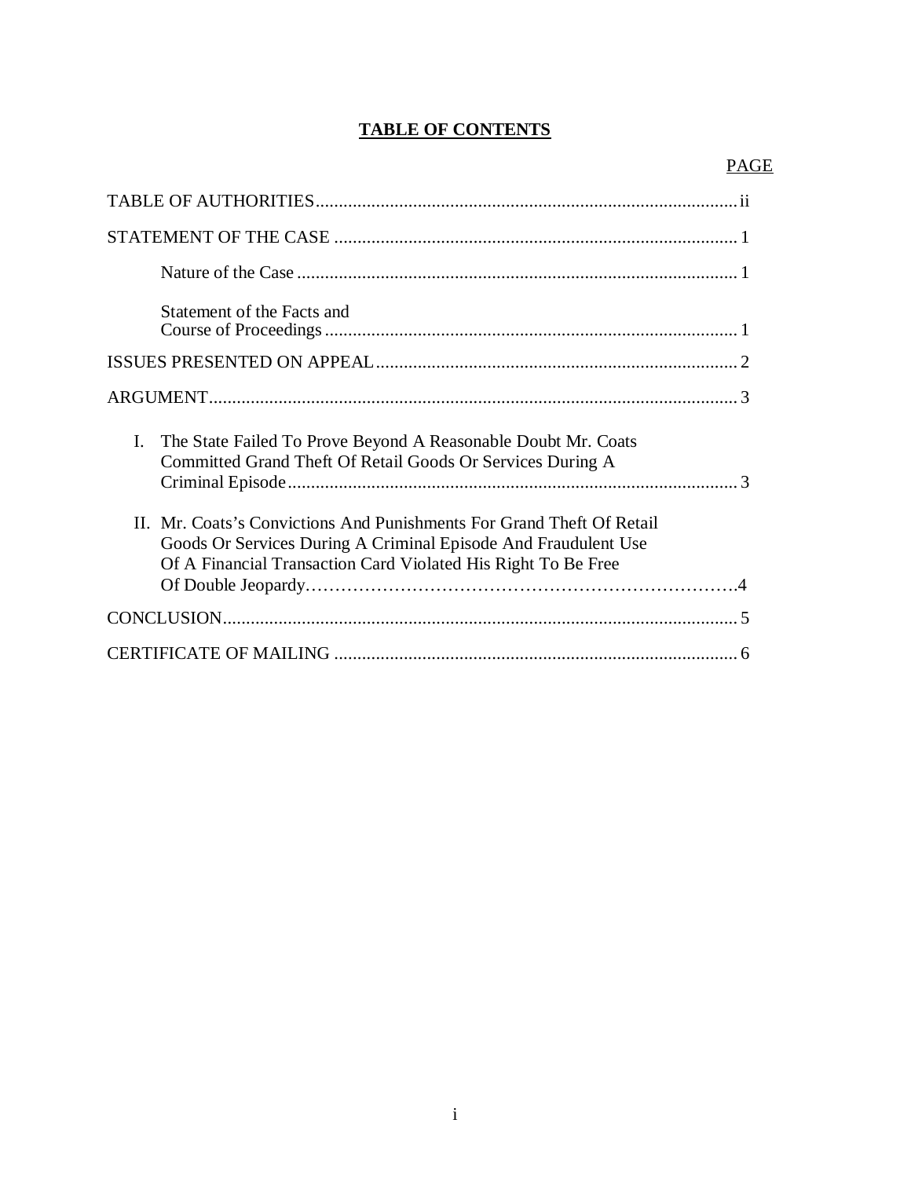# TABLE OF CONTENTS

| | PAGE |
|---|---|
| TABLE OF AUTHORITIES | ii |
| STATEMENT OF THE CASE | 1 |
| Nature of the Case | 1 |
| Statement of the Facts and Course of Proceedings | 1 |
| ISSUES PRESENTED ON APPEAL | 2 |
| ARGUMENT | 3 |
| I. The State Failed To Prove Beyond A Reasonable Doubt Mr. Coats Committed Grand Theft Of Retail Goods Or Services During A Criminal Episode | 3 |
| II. Mr. Coats's Convictions And Punishments For Grand Theft Of Retail Goods Or Services During A Criminal Episode And Fraudulent Use Of A Financial Transaction Card Violated His Right To Be Free Of Double Jeopardy | 4 |
| CONCLUSION | 5 |
| CERTIFICATE OF MAILING | 6 |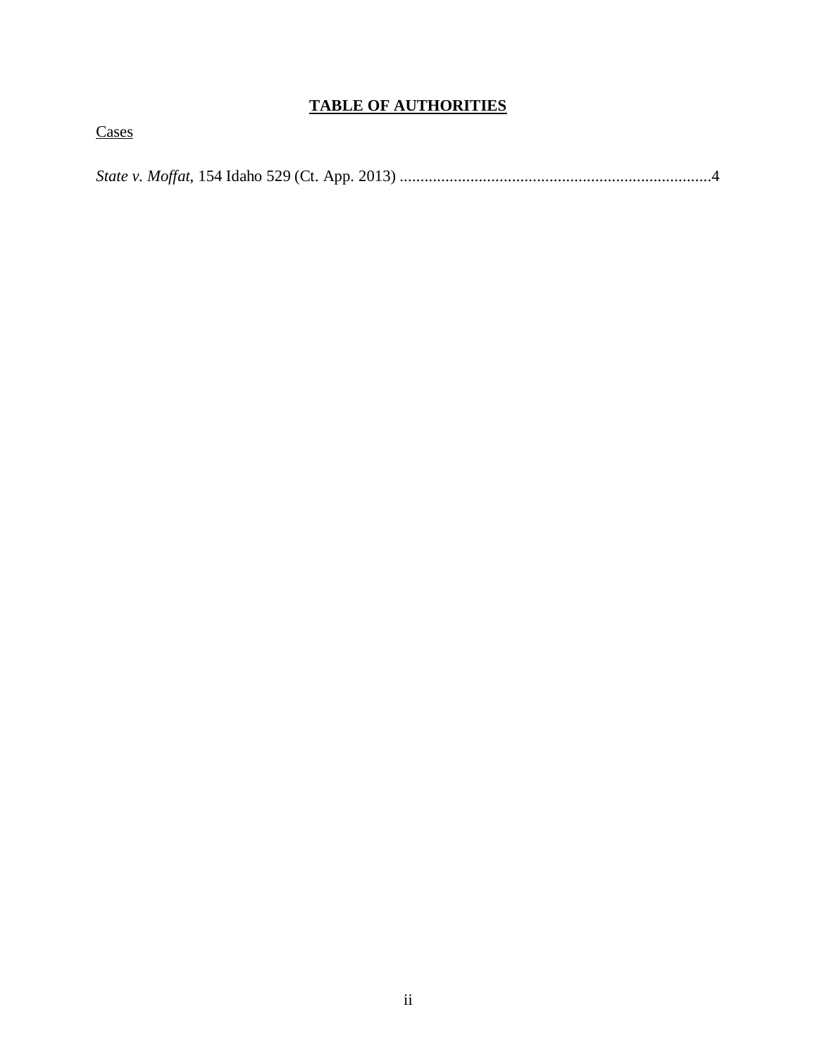# TABLE OF AUTHORITIES

Cases

*State v. Moffat*, 154 Idaho 529 (Ct. App. 2013) ............................................................................4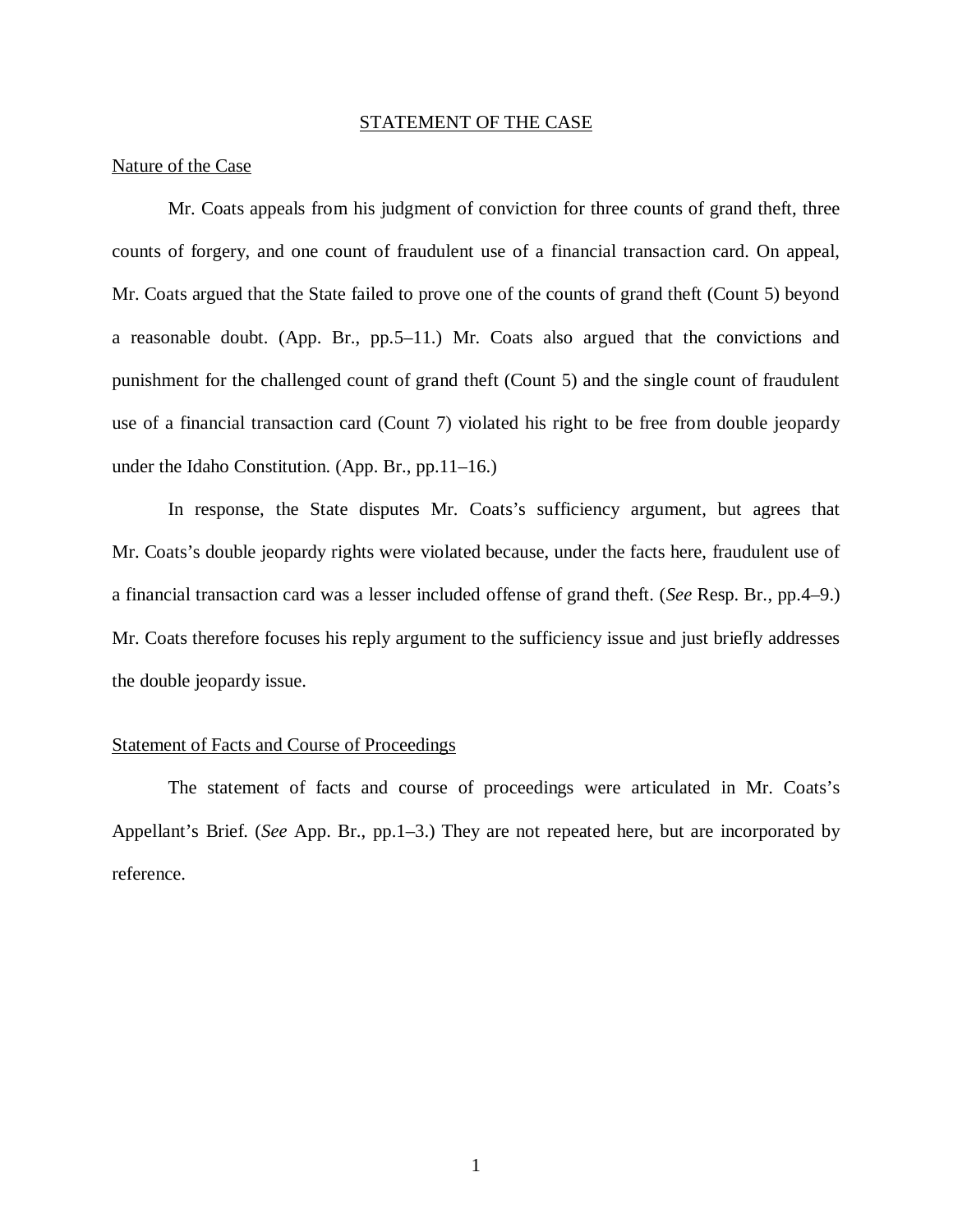# STATEMENT OF THE CASE

## Nature of the Case

Mr. Coats appeals from his judgment of conviction for three counts of grand theft, three counts of forgery, and one count of fraudulent use of a financial transaction card. On appeal, Mr. Coats argued that the State failed to prove one of the counts of grand theft (Count 5) beyond a reasonable doubt. (App. Br., pp.5–11.) Mr. Coats also argued that the convictions and punishment for the challenged count of grand theft (Count 5) and the single count of fraudulent use of a financial transaction card (Count 7) violated his right to be free from double jeopardy under the Idaho Constitution. (App. Br., pp.11–16.)

In response, the State disputes Mr. Coats's sufficiency argument, but agrees that Mr. Coats's double jeopardy rights were violated because, under the facts here, fraudulent use of a financial transaction card was a lesser included offense of grand theft. (*See* Resp. Br., pp.4–9.) Mr. Coats therefore focuses his reply argument to the sufficiency issue and just briefly addresses the double jeopardy issue.

## Statement of Facts and Course of Proceedings

The statement of facts and course of proceedings were articulated in Mr. Coats's Appellant's Brief. (*See* App. Br., pp.1–3.) They are not repeated here, but are incorporated by reference.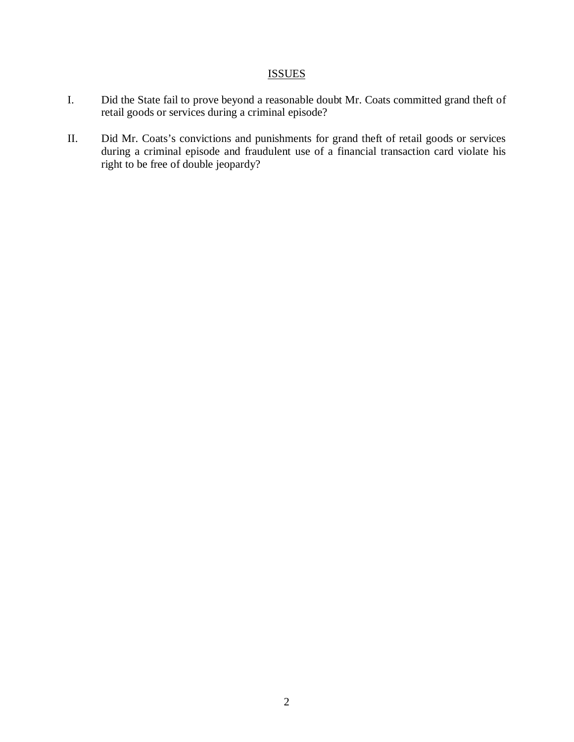## ISSUES

I. Did the State fail to prove beyond a reasonable doubt Mr. Coats committed grand theft of retail goods or services during a criminal episode?

II. Did Mr. Coats's convictions and punishments for grand theft of retail goods or services during a criminal episode and fraudulent use of a financial transaction card violate his right to be free of double jeopardy?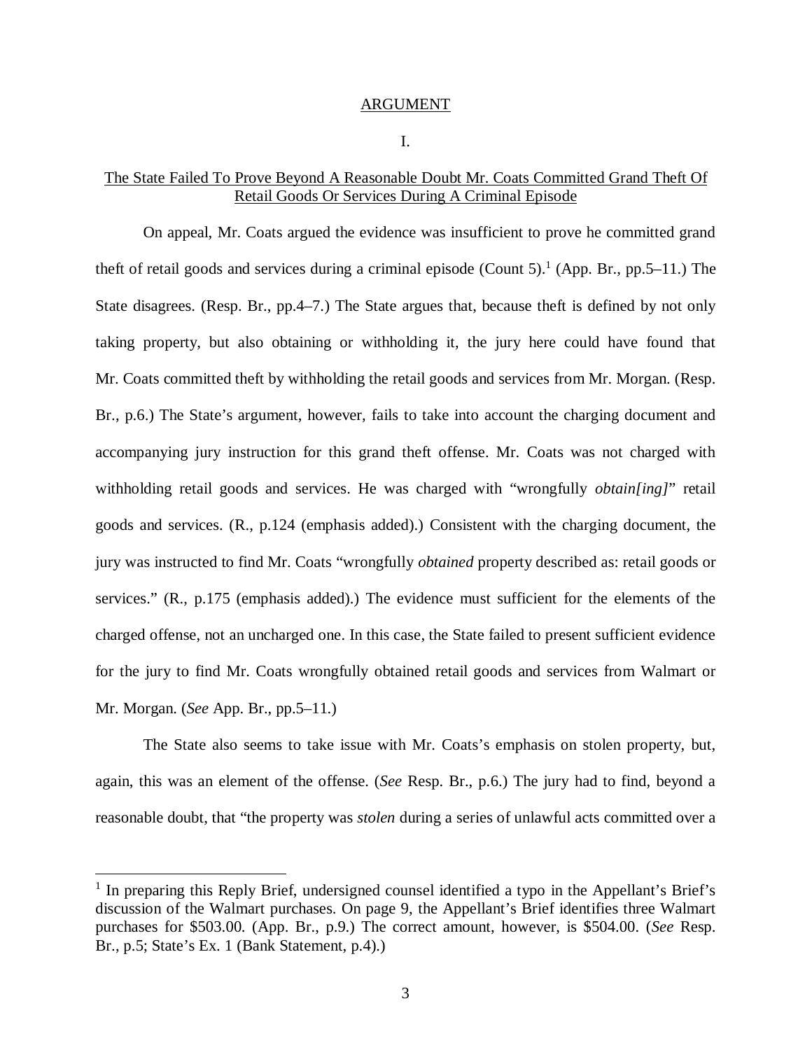## ARGUMENT

I.

## The State Failed To Prove Beyond A Reasonable Doubt Mr. Coats Committed Grand Theft Of Retail Goods Or Services During A Criminal Episode

On appeal, Mr. Coats argued the evidence was insufficient to prove he committed grand theft of retail goods and services during a criminal episode (Count 5).[1] (App. Br., pp.5–11.) The State disagrees. (Resp. Br., pp.4–7.) The State argues that, because theft is defined by not only taking property, but also obtaining or withholding it, the jury here could have found that Mr. Coats committed theft by withholding the retail goods and services from Mr. Morgan. (Resp. Br., p.6.) The State's argument, however, fails to take into account the charging document and accompanying jury instruction for this grand theft offense. Mr. Coats was not charged with withholding retail goods and services. He was charged with "wrongfully *obtain[ing]*" retail goods and services. (R., p.124 (emphasis added).) Consistent with the charging document, the jury was instructed to find Mr. Coats "wrongfully *obtained* property described as: retail goods or services." (R., p.175 (emphasis added).) The evidence must sufficient for the elements of the charged offense, not an uncharged one. In this case, the State failed to present sufficient evidence for the jury to find Mr. Coats wrongfully obtained retail goods and services from Walmart or Mr. Morgan. (*See* App. Br., pp.5–11.)

The State also seems to take issue with Mr. Coats's emphasis on stolen property, but, again, this was an element of the offense. (*See* Resp. Br., p.6.) The jury had to find, beyond a reasonable doubt, that "the property was *stolen* during a series of unlawful acts committed over a

---

[1] In preparing this Reply Brief, undersigned counsel identified a typo in the Appellant's Brief's discussion of the Walmart purchases. On page 9, the Appellant's Brief identifies three Walmart purchases for $503.00. (App. Br., p.9.) The correct amount, however, is $504.00. (*See* Resp. Br., p.5; State's Ex. 1 (Bank Statement, p.4).)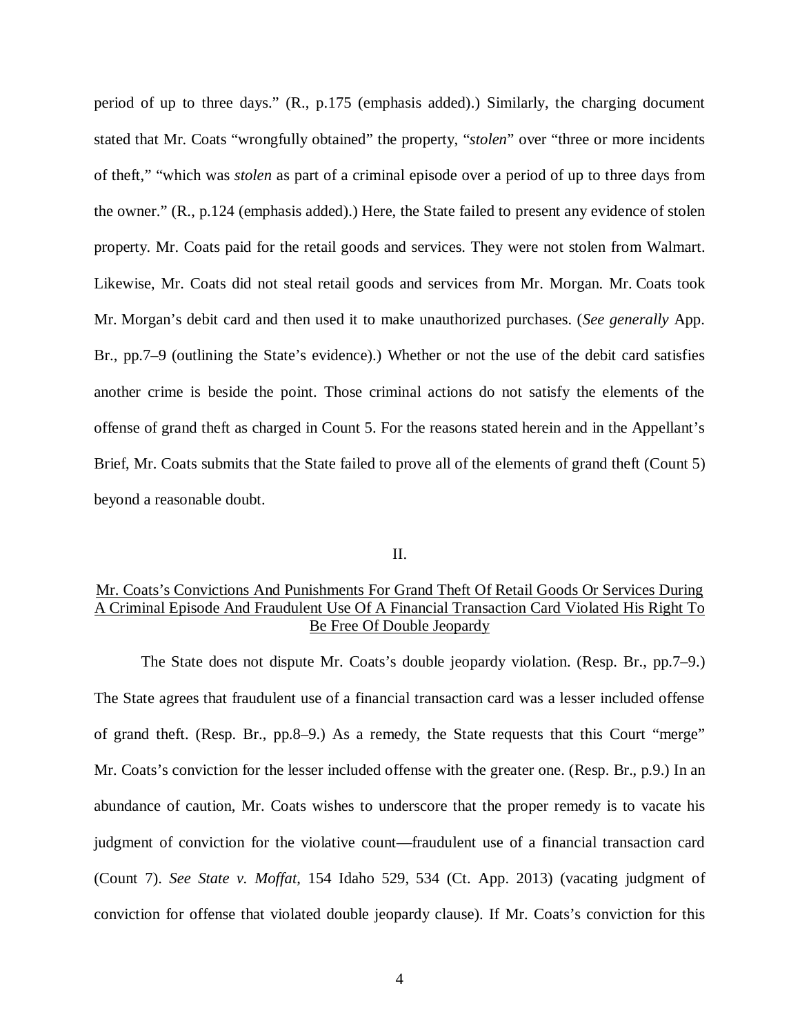period of up to three days." (R., p.175 (emphasis added).) Similarly, the charging document stated that Mr. Coats "wrongfully obtained" the property, "*stolen*" over "three or more incidents of theft," "which was *stolen* as part of a criminal episode over a period of up to three days from the owner." (R., p.124 (emphasis added).) Here, the State failed to present any evidence of stolen property. Mr. Coats paid for the retail goods and services. They were not stolen from Walmart. Likewise, Mr. Coats did not steal retail goods and services from Mr. Morgan. Mr. Coats took Mr. Morgan's debit card and then used it to make unauthorized purchases. (*See generally* App. Br., pp.7–9 (outlining the State's evidence).) Whether or not the use of the debit card satisfies another crime is beside the point. Those criminal actions do not satisfy the elements of the offense of grand theft as charged in Count 5. For the reasons stated herein and in the Appellant's Brief, Mr. Coats submits that the State failed to prove all of the elements of grand theft (Count 5) beyond a reasonable doubt.

II.

<u>Mr. Coats's Convictions And Punishments For Grand Theft Of Retail Goods Or Services During A Criminal Episode And Fraudulent Use Of A Financial Transaction Card Violated His Right To Be Free Of Double Jeopardy</u>

The State does not dispute Mr. Coats's double jeopardy violation. (Resp. Br., pp.7–9.) The State agrees that fraudulent use of a financial transaction card was a lesser included offense of grand theft. (Resp. Br., pp.8–9.) As a remedy, the State requests that this Court "merge" Mr. Coats's conviction for the lesser included offense with the greater one. (Resp. Br., p.9.) In an abundance of caution, Mr. Coats wishes to underscore that the proper remedy is to vacate his judgment of conviction for the violative count—fraudulent use of a financial transaction card (Count 7). *See State v. Moffat*, 154 Idaho 529, 534 (Ct. App. 2013) (vacating judgment of conviction for offense that violated double jeopardy clause). If Mr. Coats's conviction for this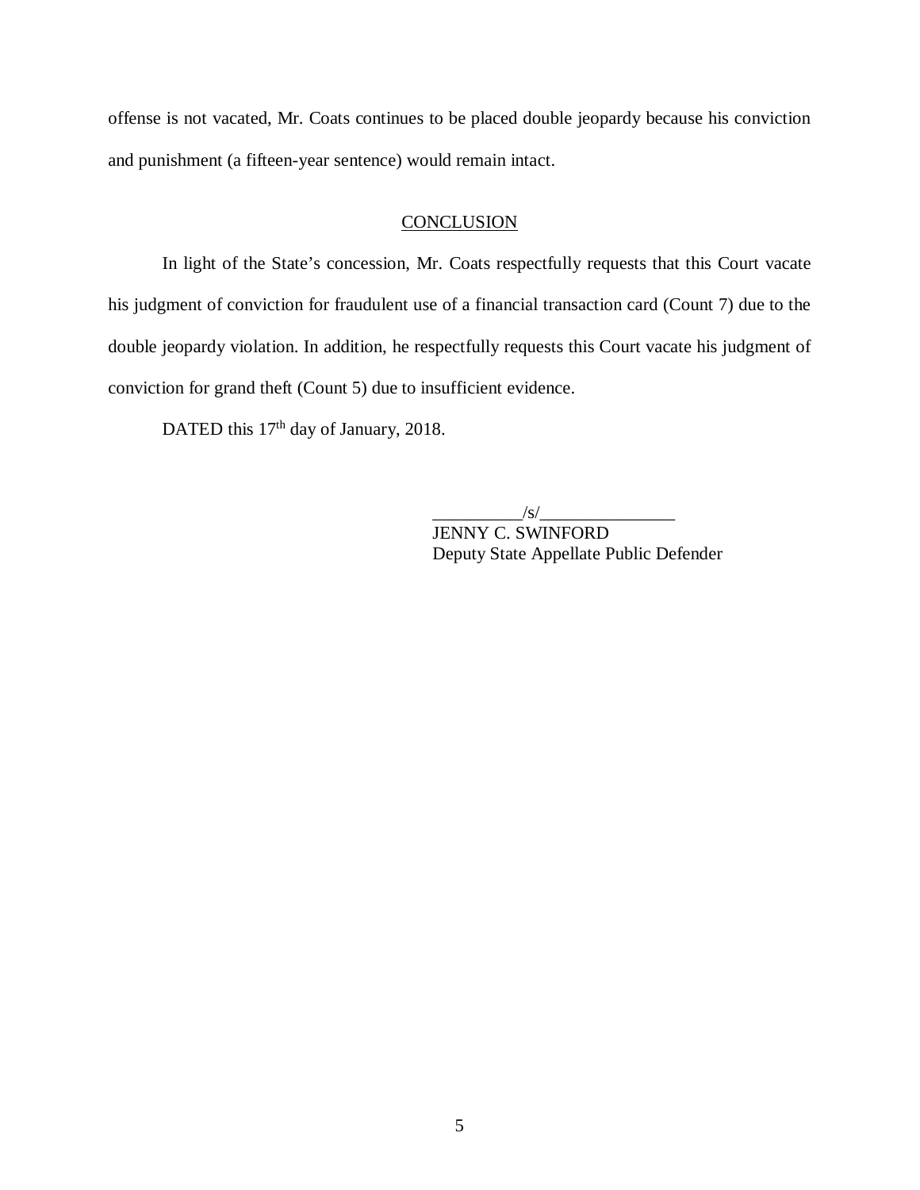offense is not vacated, Mr. Coats continues to be placed double jeopardy because his conviction and punishment (a fifteen-year sentence) would remain intact.

## CONCLUSION

In light of the State's concession, Mr. Coats respectfully requests that this Court vacate his judgment of conviction for fraudulent use of a financial transaction card (Count 7) due to the double jeopardy violation. In addition, he respectfully requests this Court vacate his judgment of conviction for grand theft (Count 5) due to insufficient evidence.

DATED this 17th day of January, 2018.

__________/s/_______________
JENNY C. SWINFORD
Deputy State Appellate Public Defender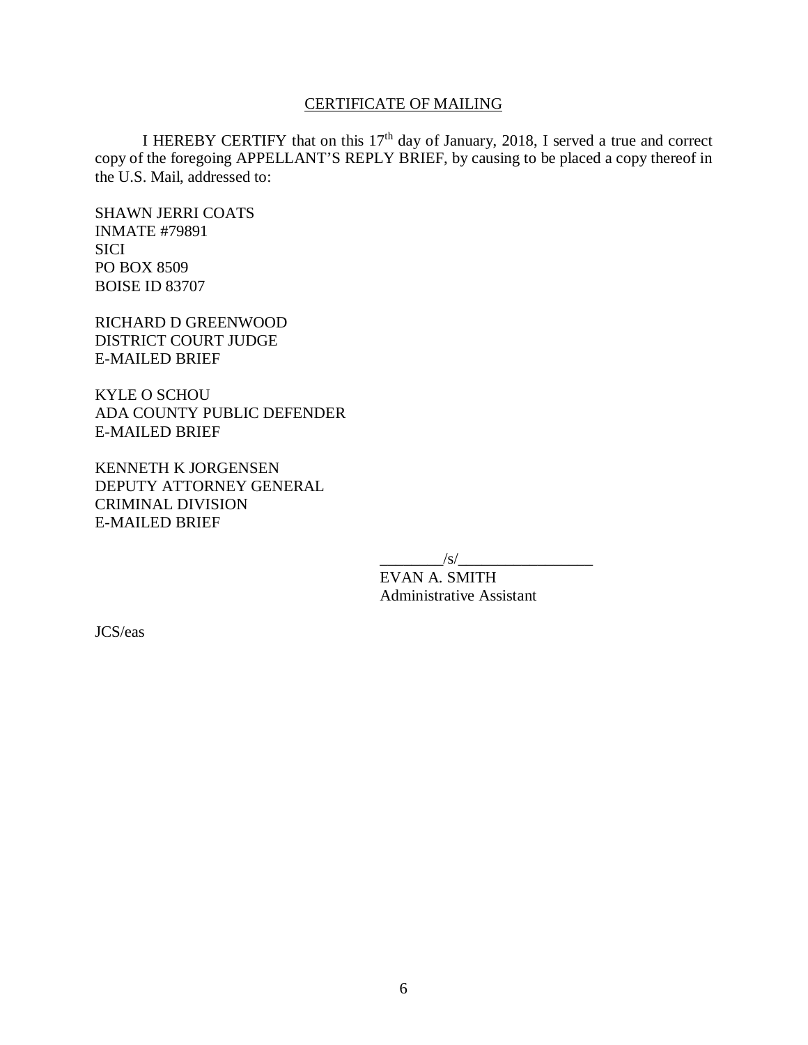## CERTIFICATE OF MAILING

I HEREBY CERTIFY that on this 17th day of January, 2018, I served a true and correct copy of the foregoing APPELLANT'S REPLY BRIEF, by causing to be placed a copy thereof in the U.S. Mail, addressed to:

SHAWN JERRI COATS  
INMATE #79891  
SICI  
PO BOX 8509  
BOISE ID 83707

RICHARD D GREENWOOD  
DISTRICT COURT JUDGE  
E-MAILED BRIEF

KYLE O SCHOU  
ADA COUNTY PUBLIC DEFENDER  
E-MAILED BRIEF

KENNETH K JORGENSEN  
DEPUTY ATTORNEY GENERAL  
CRIMINAL DIVISION  
E-MAILED BRIEF

________/s/_________________  
EVAN A. SMITH  
Administrative Assistant

JCS/eas